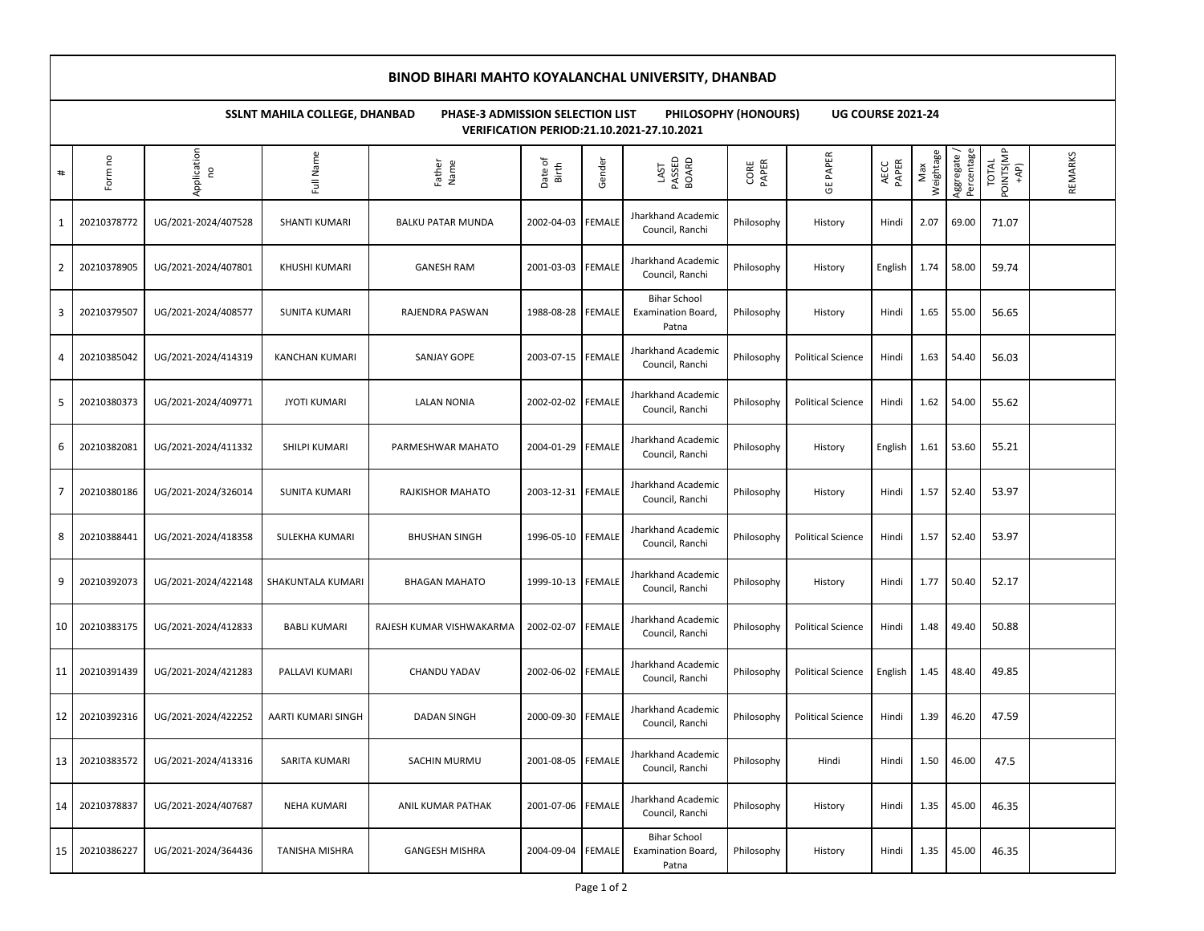# BINOD BIHARI MAHTO KOYALANCHAL UNIVERSITY, DHANBAD

**SSLNT MAHILA COLLEGE, DHANBAD     PHASE-3 ADMISSION SELECTION LIST     PHILOSOPHY (HONOURS)     UG COURSE 2021-24**

**VERIFICATION PERIOD:21.10.2021-27.10.2021**

| # | Form no | Application no | Full Name | Father Name | Date of Birth | Gender | LAST PASSED BOARD | CORE PAPER | GE PAPER | AECC PAPER | Max Weightage | Aggregate / Percentage | TOTAL POINTS(MP +AP) | REMARKS |
|---|---|---|---|---|---|---|---|---|---|---|---|---|---|---|
| 1 | 20210378772 | UG/2021-2024/407528 | SHANTI KUMARI | BALKU PATAR MUNDA | 2002-04-03 | FEMALE | Jharkhand Academic Council, Ranchi | Philosophy | History | Hindi | 2.07 | 69.00 | 71.07 | |
| 2 | 20210378905 | UG/2021-2024/407801 | KHUSHI KUMARI | GANESH RAM | 2001-03-03 | FEMALE | Jharkhand Academic Council, Ranchi | Philosophy | History | English | 1.74 | 58.00 | 59.74 | |
| 3 | 20210379507 | UG/2021-2024/408577 | SUNITA KUMARI | RAJENDRA PASWAN | 1988-08-28 | FEMALE | Bihar School Examination Board, Patna | Philosophy | History | Hindi | 1.65 | 55.00 | 56.65 | |
| 4 | 20210385042 | UG/2021-2024/414319 | KANCHAN KUMARI | SANJAY GOPE | 2003-07-15 | FEMALE | Jharkhand Academic Council, Ranchi | Philosophy | Political Science | Hindi | 1.63 | 54.40 | 56.03 | |
| 5 | 20210380373 | UG/2021-2024/409771 | JYOTI KUMARI | LALAN NONIA | 2002-02-02 | FEMALE | Jharkhand Academic Council, Ranchi | Philosophy | Political Science | Hindi | 1.62 | 54.00 | 55.62 | |
| 6 | 20210382081 | UG/2021-2024/411332 | SHILPI KUMARI | PARMESHWAR MAHATO | 2004-01-29 | FEMALE | Jharkhand Academic Council, Ranchi | Philosophy | History | English | 1.61 | 53.60 | 55.21 | |
| 7 | 20210380186 | UG/2021-2024/326014 | SUNITA KUMARI | RAJKISHOR MAHATO | 2003-12-31 | FEMALE | Jharkhand Academic Council, Ranchi | Philosophy | History | Hindi | 1.57 | 52.40 | 53.97 | |
| 8 | 20210388441 | UG/2021-2024/418358 | SULEKHA KUMARI | BHUSHAN SINGH | 1996-05-10 | FEMALE | Jharkhand Academic Council, Ranchi | Philosophy | Political Science | Hindi | 1.57 | 52.40 | 53.97 | |
| 9 | 20210392073 | UG/2021-2024/422148 | SHAKUNTALA KUMARI | BHAGAN MAHATO | 1999-10-13 | FEMALE | Jharkhand Academic Council, Ranchi | Philosophy | History | Hindi | 1.77 | 50.40 | 52.17 | |
| 10 | 20210383175 | UG/2021-2024/412833 | BABLI KUMARI | RAJESH KUMAR VISHWAKARMA | 2002-02-07 | FEMALE | Jharkhand Academic Council, Ranchi | Philosophy | Political Science | Hindi | 1.48 | 49.40 | 50.88 | |
| 11 | 20210391439 | UG/2021-2024/421283 | PALLAVI KUMARI | CHANDU YADAV | 2002-06-02 | FEMALE | Jharkhand Academic Council, Ranchi | Philosophy | Political Science | English | 1.45 | 48.40 | 49.85 | |
| 12 | 20210392316 | UG/2021-2024/422252 | AARTI KUMARI SINGH | DADAN SINGH | 2000-09-30 | FEMALE | Jharkhand Academic Council, Ranchi | Philosophy | Political Science | Hindi | 1.39 | 46.20 | 47.59 | |
| 13 | 20210383572 | UG/2021-2024/413316 | SARITA KUMARI | SACHIN MURMU | 2001-08-05 | FEMALE | Jharkhand Academic Council, Ranchi | Philosophy | Hindi | Hindi | 1.50 | 46.00 | 47.5 | |
| 14 | 20210378837 | UG/2021-2024/407687 | NEHA KUMARI | ANIL KUMAR PATHAK | 2001-07-06 | FEMALE | Jharkhand Academic Council, Ranchi | Philosophy | History | Hindi | 1.35 | 45.00 | 46.35 | |
| 15 | 20210386227 | UG/2021-2024/364436 | TANISHA MISHRA | GANGESH MISHRA | 2004-09-04 | FEMALE | Bihar School Examination Board, Patna | Philosophy | History | Hindi | 1.35 | 45.00 | 46.35 | |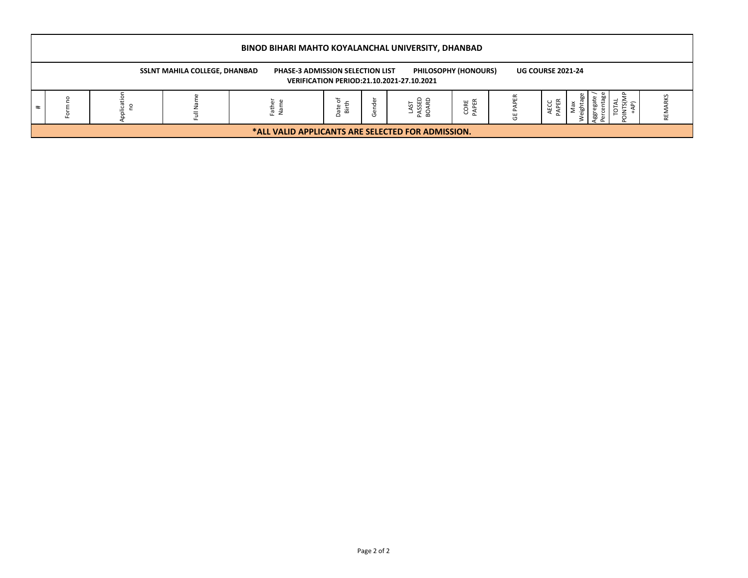| BINOD BIHARI MAHTO KOYALANCHAL UNIVERSITY, DHANBAD | | | | | | | | | | | | | | | |
|---|---|---|---|---|---|---|---|---|---|---|---|---|---|---|---|
| SSLNT MAHILA COLLEGE, DHANBAD PHASE-3 ADMISSION SELECTION LIST PHILOSOPHY (HONOURS) UG COURSE 2021-24 VERIFICATION PERIOD:21.10.2021-27.10.2021 | | | | | | | | | | | | | | | |
| # | Form no | Application no | Full Name | Father Name | Date of Birth | Gender | LAST PASSED BOARD | CORE PAPER | GE PAPER | AECC PAPER | Max Weightage | Aggregate / Percentage | TOTAL POINTS(MP +AP) | REMARKS |
| *ALL VALID APPLICANTS ARE SELECTED FOR ADMISSION. | | | | | | | | | | | | | | |